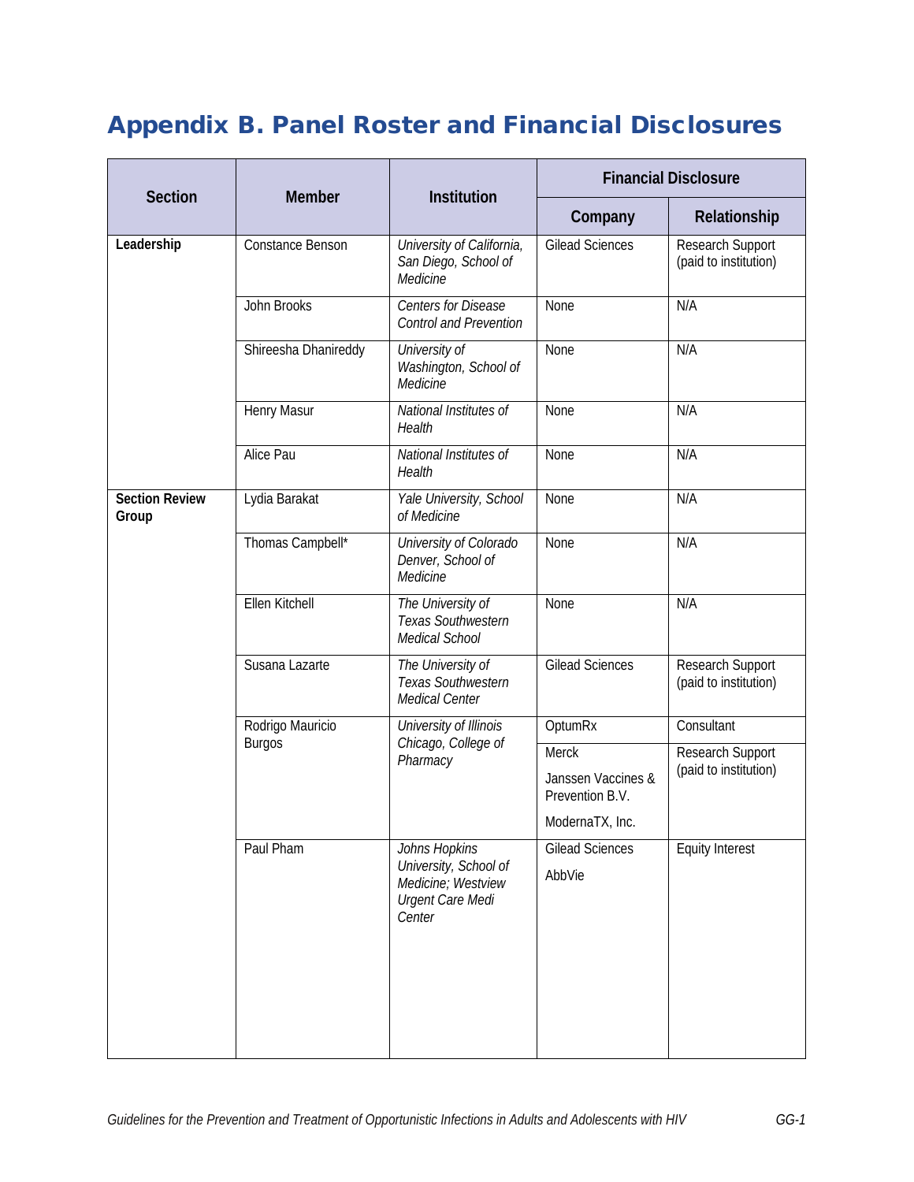# Appendix B. Panel Roster and Financial Disclosures

| Section | Member | Institution | Financial Disclosure | |
|---|---|---|---|---|
| | | | Company | Relationship |
| **Leadership** | Constance Benson | *University of California, San Diego, School of Medicine* | Gilead Sciences | Research Support (paid to institution) |
| | John Brooks | *Centers for Disease Control and Prevention* | None | N/A |
| | Shireesha Dhanireddy | *University of Washington, School of Medicine* | None | N/A |
| | Henry Masur | *National Institutes of Health* | None | N/A |
| | Alice Pau | *National Institutes of Health* | None | N/A |
| **Section Review Group** | Lydia Barakat | *Yale University, School of Medicine* | None | N/A |
| | Thomas Campbell* | *University of Colorado Denver, School of Medicine* | None | N/A |
| | Ellen Kitchell | *The University of Texas Southwestern Medical School* | None | N/A |
| | Susana Lazarte | *The University of Texas Southwestern Medical Center* | Gilead Sciences | Research Support (paid to institution) |
| | Rodrigo Mauricio Burgos | *University of Illinois Chicago, College of Pharmacy* | OptumRx | Consultant |
| | | | Merck<br>Janssen Vaccines & Prevention B.V.<br>ModernaTX, Inc. | Research Support (paid to institution) |
| | Paul Pham | *Johns Hopkins University, School of Medicine; Westview Urgent Care Medi Center* | Gilead Sciences<br>AbbVie | Equity Interest |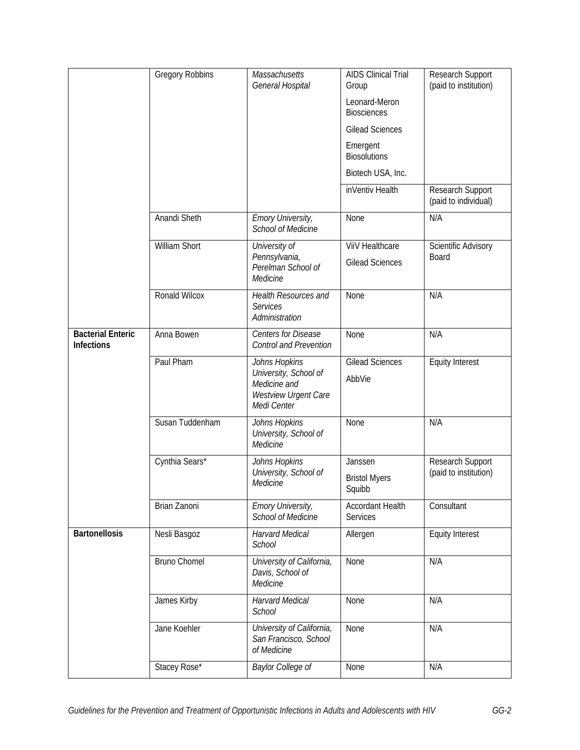| | | | | |
|---|---|---|---|---|
| | Gregory Robbins | *Massachusetts General Hospital* | AIDS Clinical Trial Group<br>Leonard-Meron Biosciences<br>Gilead Sciences<br>Emergent Biosolutions<br>Biotech USA, Inc. | Research Support (paid to institution) |
| | | | inVentiv Health | Research Support (paid to individual) |
| | Anandi Sheth | *Emory University, School of Medicine* | None | N/A |
| | William Short | *University of Pennsylvania, Perelman School of Medicine* | ViiV Healthcare<br>Gilead Sciences | Scientific Advisory Board |
| | Ronald Wilcox | *Health Resources and Services Administration* | None | N/A |
| **Bacterial Enteric Infections** | Anna Bowen | *Centers for Disease Control and Prevention* | None | N/A |
| | Paul Pham | *Johns Hopkins University, School of Medicine and Westview Urgent Care Medi Center* | Gilead Sciences<br>AbbVie | Equity Interest |
| | Susan Tuddenham | *Johns Hopkins University, School of Medicine* | None | N/A |
| | Cynthia Sears* | *Johns Hopkins University, School of Medicine* | Janssen<br>Bristol Myers Squibb | Research Support (paid to institution) |
| | Brian Zanoni | *Emory University, School of Medicine* | Accordant Health Services | Consultant |
| **Bartonellosis** | Nesli Basgoz | *Harvard Medical School* | Allergen | Equity Interest |
| | Bruno Chomel | *University of California, Davis, School of Medicine* | None | N/A |
| | James Kirby | *Harvard Medical School* | None | N/A |
| | Jane Koehler | *University of California, San Francisco, School of Medicine* | None | N/A |
| | Stacey Rose* | *Baylor College of* | None | N/A |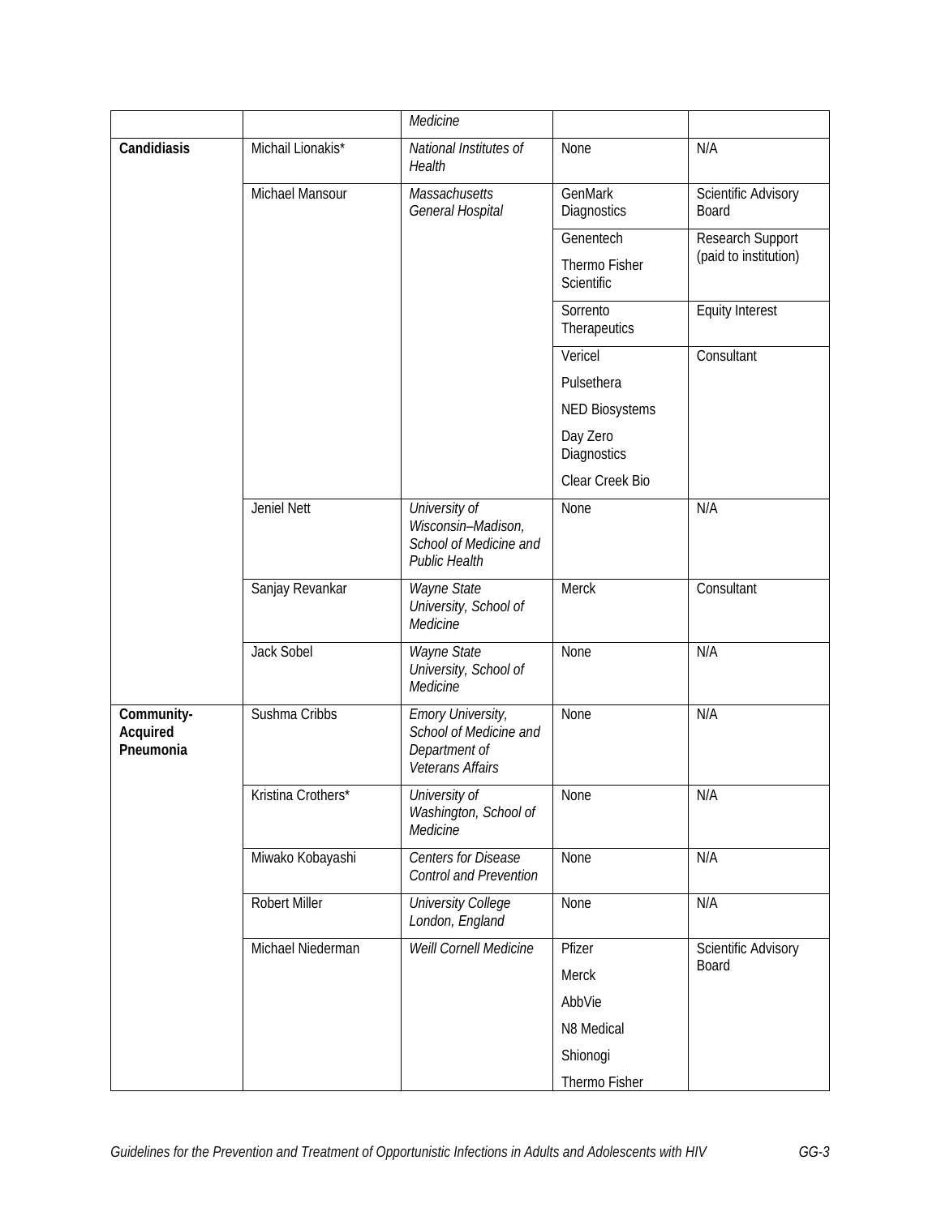| | | *Medicine* | | |
|---|---|---|---|---|
| **Candidiasis** | Michail Lionakis* | *National Institutes of Health* | None | N/A |
| | Michael Mansour | *Massachusetts General Hospital* | GenMark Diagnostics | Scientific Advisory Board |
| | | | Genentech<br>Thermo Fisher Scientific | Research Support (paid to institution) |
| | | | Sorrento Therapeutics | Equity Interest |
| | | | Vericel<br>Pulsethera<br>NED Biosystems<br>Day Zero Diagnostics<br>Clear Creek Bio | Consultant |
| | Jeniel Nett | *University of Wisconsin–Madison, School of Medicine and Public Health* | None | N/A |
| | Sanjay Revankar | *Wayne State University, School of Medicine* | Merck | Consultant |
| | Jack Sobel | *Wayne State University, School of Medicine* | None | N/A |
| **Community-Acquired Pneumonia** | Sushma Cribbs | *Emory University, School of Medicine and Department of Veterans Affairs* | None | N/A |
| | Kristina Crothers* | *University of Washington, School of Medicine* | None | N/A |
| | Miwako Kobayashi | *Centers for Disease Control and Prevention* | None | N/A |
| | Robert Miller | *University College London, England* | None | N/A |
| | Michael Niederman | *Weill Cornell Medicine* | Pfizer<br>Merck<br>AbbVie<br>N8 Medical<br>Shionogi<br>Thermo Fisher | Scientific Advisory Board |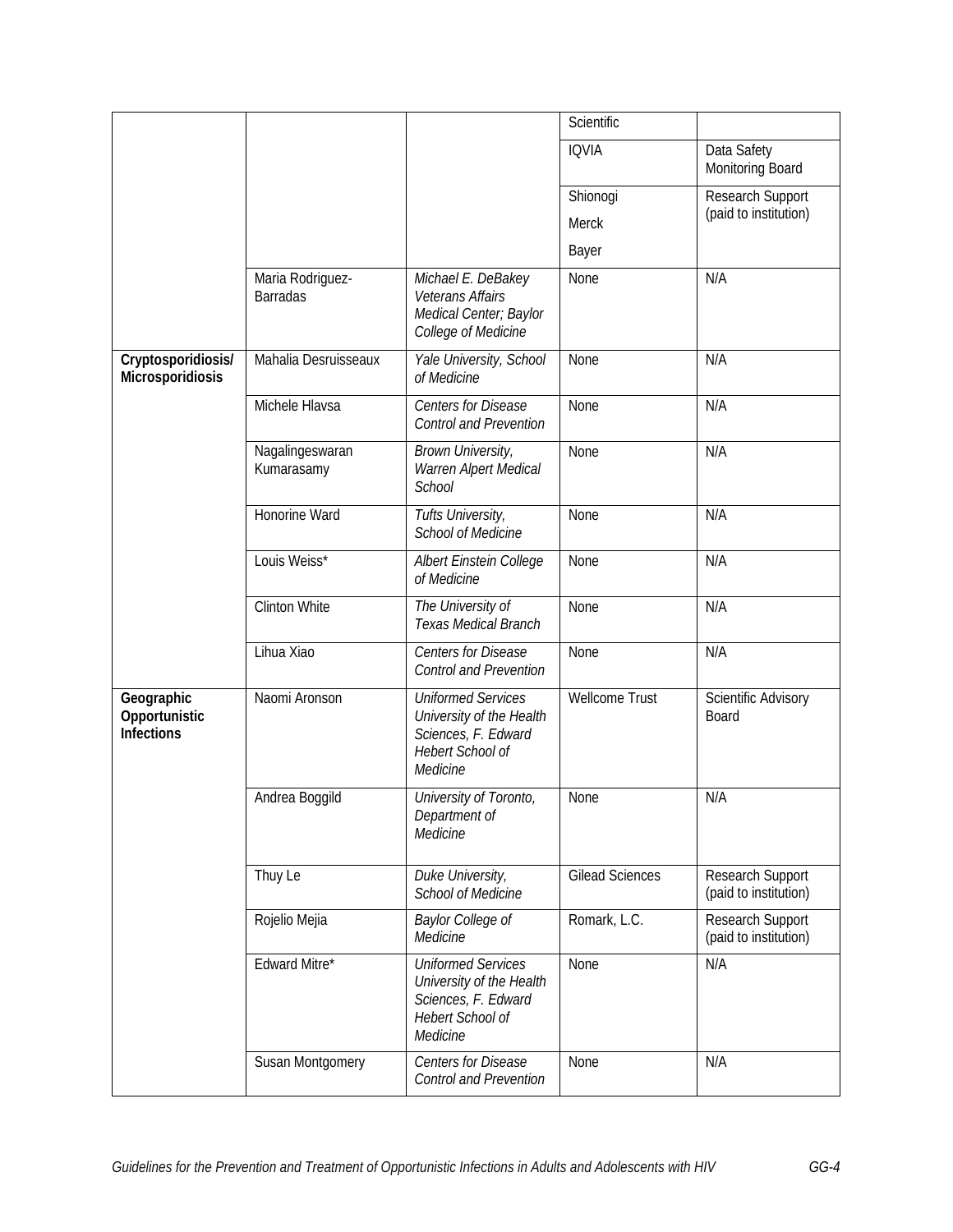| | | | Scientific | |
|---|---|---|---|---|
| | | | IQVIA | Data Safety Monitoring Board |
| | | | Shionogi<br>Merck<br>Bayer | Research Support (paid to institution) |
| | Maria Rodriguez-Barradas | *Michael E. DeBakey Veterans Affairs Medical Center; Baylor College of Medicine* | None | N/A |
| **Cryptosporidiosis/ Microsporidiosis** | Mahalia Desruisseaux | *Yale University, School of Medicine* | None | N/A |
| | Michele Hlavsa | *Centers for Disease Control and Prevention* | None | N/A |
| | Nagalingeswaran Kumarasamy | *Brown University, Warren Alpert Medical School* | None | N/A |
| | Honorine Ward | *Tufts University, School of Medicine* | None | N/A |
| | Louis Weiss* | *Albert Einstein College of Medicine* | None | N/A |
| | Clinton White | *The University of Texas Medical Branch* | None | N/A |
| | Lihua Xiao | *Centers for Disease Control and Prevention* | None | N/A |
| **Geographic Opportunistic Infections** | Naomi Aronson | *Uniformed Services University of the Health Sciences, F. Edward Hebert School of Medicine* | Wellcome Trust | Scientific Advisory Board |
| | Andrea Boggild | *University of Toronto, Department of Medicine* | None | N/A |
| | Thuy Le | *Duke University, School of Medicine* | Gilead Sciences | Research Support (paid to institution) |
| | Rojelio Mejia | *Baylor College of Medicine* | Romark, L.C. | Research Support (paid to institution) |
| | Edward Mitre* | *Uniformed Services University of the Health Sciences, F. Edward Hebert School of Medicine* | None | N/A |
| | Susan Montgomery | *Centers for Disease Control and Prevention* | None | N/A |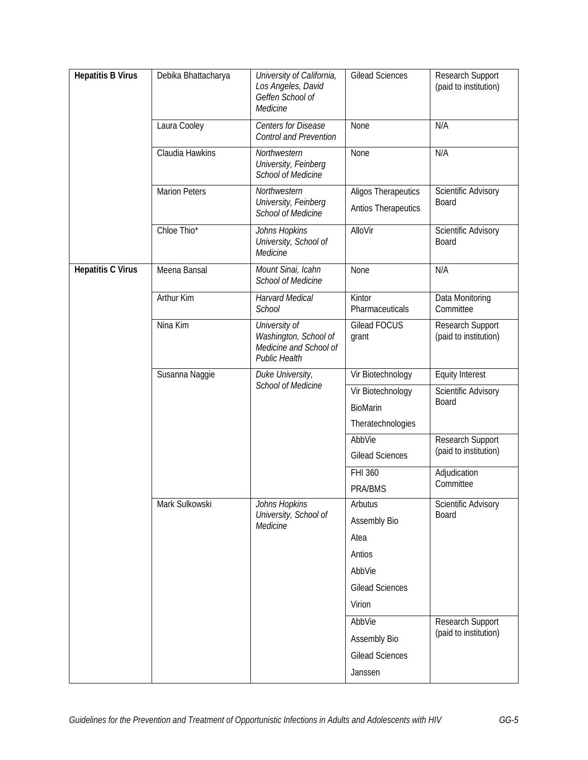| | | | | |
|---|---|---|---|---|
| **Hepatitis B Virus** | Debika Bhattacharya | *University of California, Los Angeles, David Geffen School of Medicine* | Gilead Sciences | Research Support (paid to institution) |
| | Laura Cooley | *Centers for Disease Control and Prevention* | None | N/A |
| | Claudia Hawkins | *Northwestern University, Feinberg School of Medicine* | None | N/A |
| | Marion Peters | *Northwestern University, Feinberg School of Medicine* | Aligos Therapeutics<br>Antios Therapeutics | Scientific Advisory Board |
| | Chloe Thio* | *Johns Hopkins University, School of Medicine* | AlloVir | Scientific Advisory Board |
| **Hepatitis C Virus** | Meena Bansal | *Mount Sinai, Icahn School of Medicine* | None | N/A |
| | Arthur Kim | *Harvard Medical School* | Kintor Pharmaceuticals | Data Monitoring Committee |
| | Nina Kim | *University of Washington, School of Medicine and School of Public Health* | Gilead FOCUS grant | Research Support (paid to institution) |
| | Susanna Naggie | *Duke University, School of Medicine* | Vir Biotechnology | Equity Interest |
| | | | Vir Biotechnology<br>BioMarin<br>Theratechnologies | Scientific Advisory Board |
| | | | AbbVie<br>Gilead Sciences | Research Support (paid to institution) |
| | | | FHI 360<br>PRA/BMS | Adjudication Committee |
| | Mark Sulkowski | *Johns Hopkins University, School of Medicine* | Arbutus<br>Assembly Bio<br>Atea<br>Antios<br>AbbVie<br>Gilead Sciences<br>Virion | Scientific Advisory Board |
| | | | AbbVie<br>Assembly Bio<br>Gilead Sciences<br>Janssen | Research Support (paid to institution) |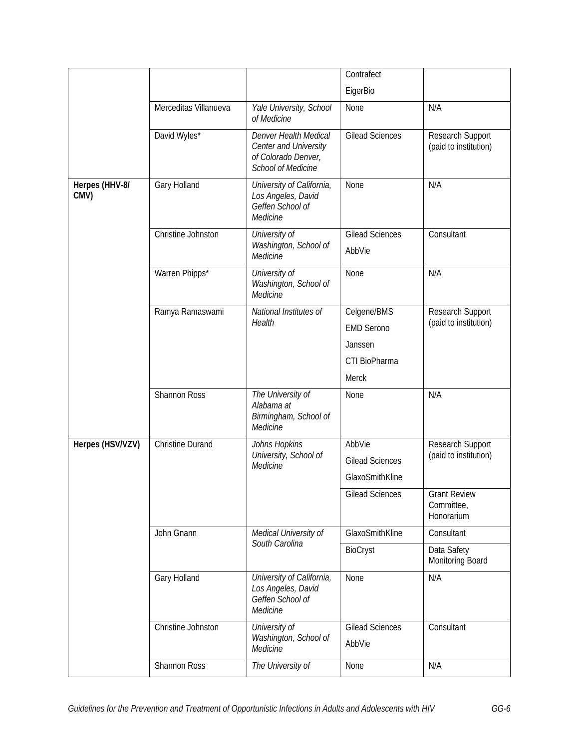| | | | Contrafect<br>EigerBio | |
|---|---|---|---|---|
| | Merceditas Villanueva | *Yale University, School of Medicine* | None | N/A |
| | David Wyles* | *Denver Health Medical Center and University of Colorado Denver, School of Medicine* | Gilead Sciences | Research Support (paid to institution) |
| **Herpes (HHV-8/ CMV)** | Gary Holland | *University of California, Los Angeles, David Geffen School of Medicine* | None | N/A |
| | Christine Johnston | *University of Washington, School of Medicine* | Gilead Sciences<br>AbbVie | Consultant |
| | Warren Phipps* | *University of Washington, School of Medicine* | None | N/A |
| | Ramya Ramaswami | *National Institutes of Health* | Celgene/BMS<br>EMD Serono<br>Janssen<br>CTI BioPharma<br>Merck | Research Support (paid to institution) |
| | Shannon Ross | *The University of Alabama at Birmingham, School of Medicine* | None | N/A |
| **Herpes (HSV/VZV)** | Christine Durand | *Johns Hopkins University, School of Medicine* | AbbVie<br>Gilead Sciences<br>GlaxoSmithKline | Research Support (paid to institution) |
| | | | Gilead Sciences | Grant Review Committee, Honorarium |
| | John Gnann | *Medical University of South Carolina* | GlaxoSmithKline | Consultant |
| | | | BioCryst | Data Safety Monitoring Board |
| | Gary Holland | *University of California, Los Angeles, David Geffen School of Medicine* | None | N/A |
| | Christine Johnston | *University of Washington, School of Medicine* | Gilead Sciences<br>AbbVie | Consultant |
| | Shannon Ross | *The University of* | None | N/A |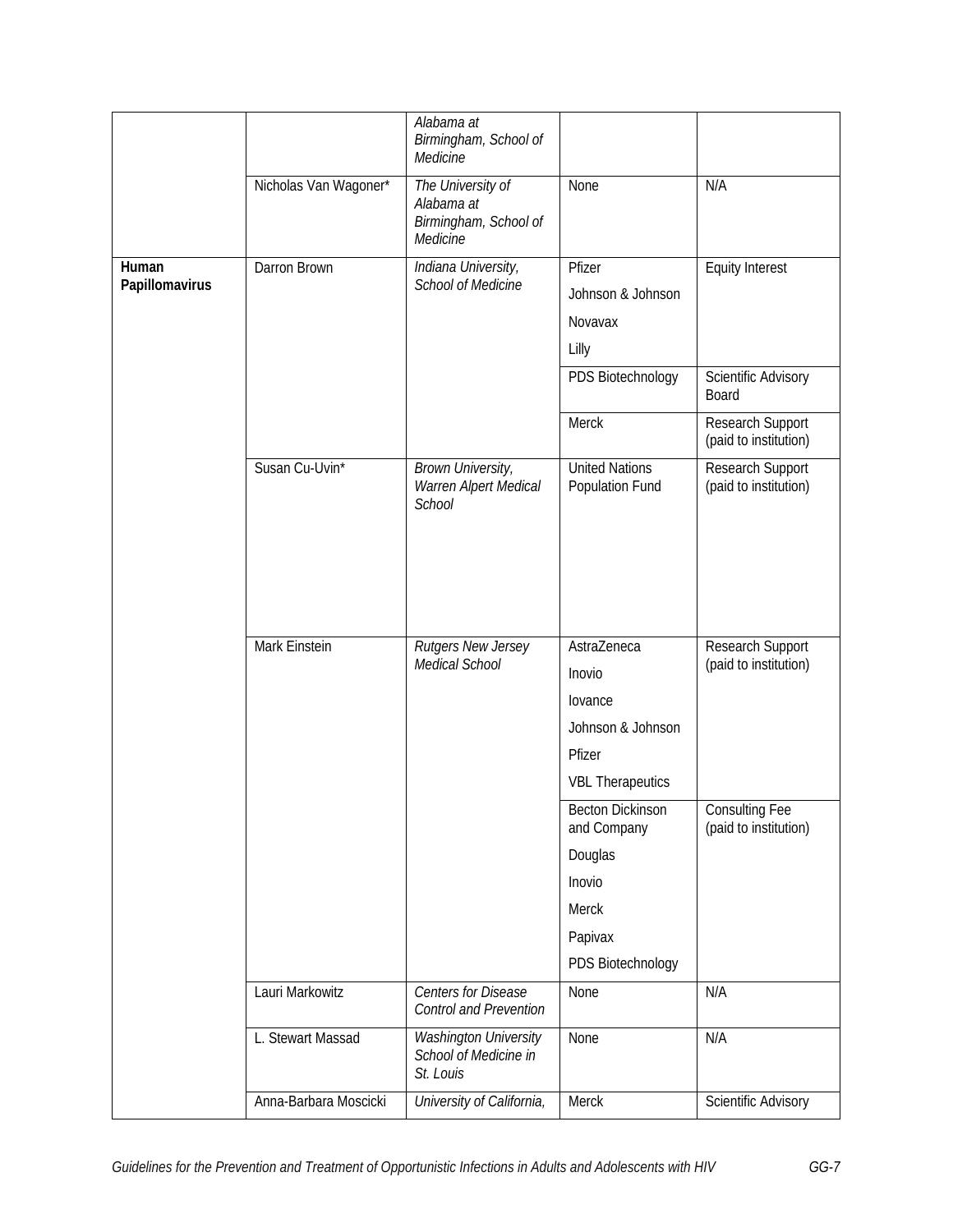| | | | | |
|---|---|---|---|---|
| | | *Alabama at Birmingham, School of Medicine* | | |
| | Nicholas Van Wagoner* | *The University of Alabama at Birmingham, School of Medicine* | None | N/A |
| **Human Papillomavirus** | Darron Brown | *Indiana University, School of Medicine* | Pfizer<br>Johnson & Johnson<br>Novavax<br>Lilly | Equity Interest |
| | | | PDS Biotechnology | Scientific Advisory Board |
| | | | Merck | Research Support (paid to institution) |
| | Susan Cu-Uvin* | *Brown University, Warren Alpert Medical School* | United Nations Population Fund | Research Support (paid to institution) |
| | Mark Einstein | *Rutgers New Jersey Medical School* | AstraZeneca<br>Inovio<br>Iovance<br>Johnson & Johnson<br>Pfizer<br>VBL Therapeutics | Research Support (paid to institution) |
| | | | Becton Dickinson and Company<br>Douglas<br>Inovio<br>Merck<br>Papivax<br>PDS Biotechnology | Consulting Fee (paid to institution) |
| | Lauri Markowitz | *Centers for Disease Control and Prevention* | None | N/A |
| | L. Stewart Massad | *Washington University School of Medicine in St. Louis* | None | N/A |
| | Anna-Barbara Moscicki | *University of California,* | Merck | Scientific Advisory |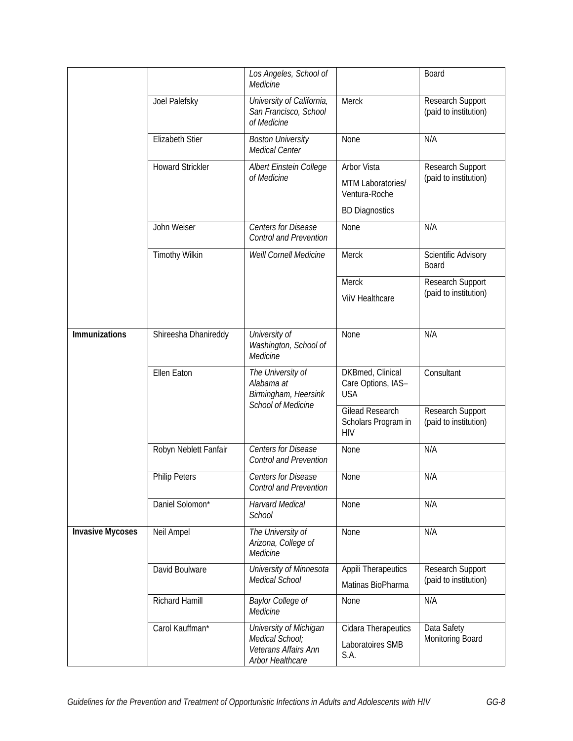| | | | | |
|---|---|---|---|---|
| | | *Los Angeles, School of Medicine* | | Board |
| | Joel Palefsky | *University of California, San Francisco, School of Medicine* | Merck | Research Support (paid to institution) |
| | Elizabeth Stier | *Boston University Medical Center* | None | N/A |
| | Howard Strickler | *Albert Einstein College of Medicine* | Arbor Vista<br>MTM Laboratories/ Ventura-Roche<br>BD Diagnostics | Research Support (paid to institution) |
| | John Weiser | *Centers for Disease Control and Prevention* | None | N/A |
| | Timothy Wilkin | *Weill Cornell Medicine* | Merck | Scientific Advisory Board |
| | | | Merck<br>ViiV Healthcare | Research Support (paid to institution) |
| **Immunizations** | Shireesha Dhanireddy | *University of Washington, School of Medicine* | None | N/A |
| | Ellen Eaton | *The University of Alabama at Birmingham, Heersink School of Medicine* | DKBmed, Clinical Care Options, IAS–USA | Consultant |
| | | | Gilead Research Scholars Program in HIV | Research Support (paid to institution) |
| | Robyn Neblett Fanfair | *Centers for Disease Control and Prevention* | None | N/A |
| | Philip Peters | *Centers for Disease Control and Prevention* | None | N/A |
| | Daniel Solomon* | *Harvard Medical School* | None | N/A |
| **Invasive Mycoses** | Neil Ampel | *The University of Arizona, College of Medicine* | None | N/A |
| | David Boulware | *University of Minnesota Medical School* | Appili Therapeutics<br>Matinas BioPharma | Research Support (paid to institution) |
| | Richard Hamill | *Baylor College of Medicine* | None | N/A |
| | Carol Kauffman* | *University of Michigan Medical School; Veterans Affairs Ann Arbor Healthcare* | Cidara Therapeutics<br>Laboratoires SMB S.A. | Data Safety Monitoring Board |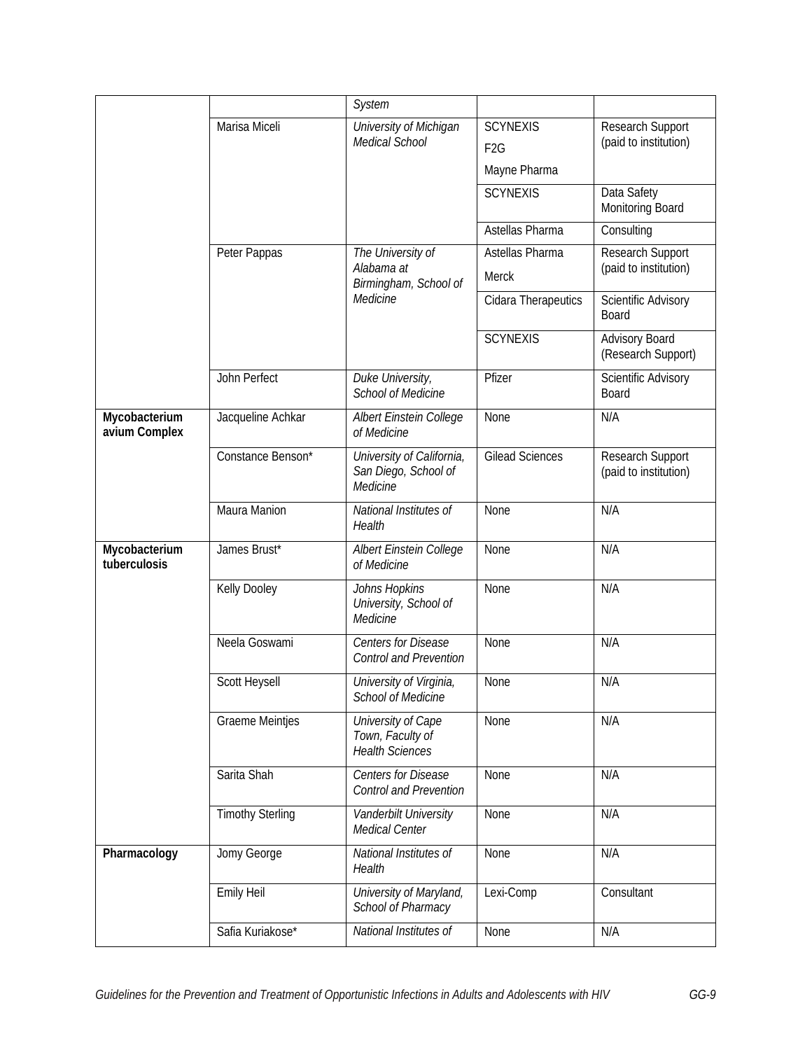| | | *System* | | |
|---|---|---|---|---|
| | Marisa Miceli | *University of Michigan Medical School* | SCYNEXIS<br>F2G<br>Mayne Pharma | Research Support (paid to institution) |
| | | | SCYNEXIS | Data Safety Monitoring Board |
| | | | Astellas Pharma | Consulting |
| | Peter Pappas | *The University of Alabama at Birmingham, School of Medicine* | Astellas Pharma<br>Merck | Research Support (paid to institution) |
| | | | Cidara Therapeutics | Scientific Advisory Board |
| | | | SCYNEXIS | Advisory Board (Research Support) |
| | John Perfect | *Duke University, School of Medicine* | Pfizer | Scientific Advisory Board |
| **Mycobacterium avium Complex** | Jacqueline Achkar | *Albert Einstein College of Medicine* | None | N/A |
| | Constance Benson* | *University of California, San Diego, School of Medicine* | Gilead Sciences | Research Support (paid to institution) |
| | Maura Manion | *National Institutes of Health* | None | N/A |
| **Mycobacterium tuberculosis** | James Brust* | *Albert Einstein College of Medicine* | None | N/A |
| | Kelly Dooley | *Johns Hopkins University, School of Medicine* | None | N/A |
| | Neela Goswami | *Centers for Disease Control and Prevention* | None | N/A |
| | Scott Heysell | *University of Virginia, School of Medicine* | None | N/A |
| | Graeme Meintjes | *University of Cape Town, Faculty of Health Sciences* | None | N/A |
| | Sarita Shah | *Centers for Disease Control and Prevention* | None | N/A |
| | Timothy Sterling | *Vanderbilt University Medical Center* | None | N/A |
| **Pharmacology** | Jomy George | *National Institutes of Health* | None | N/A |
| | Emily Heil | *University of Maryland, School of Pharmacy* | Lexi-Comp | Consultant |
| | Safia Kuriakose* | *National Institutes of* | None | N/A |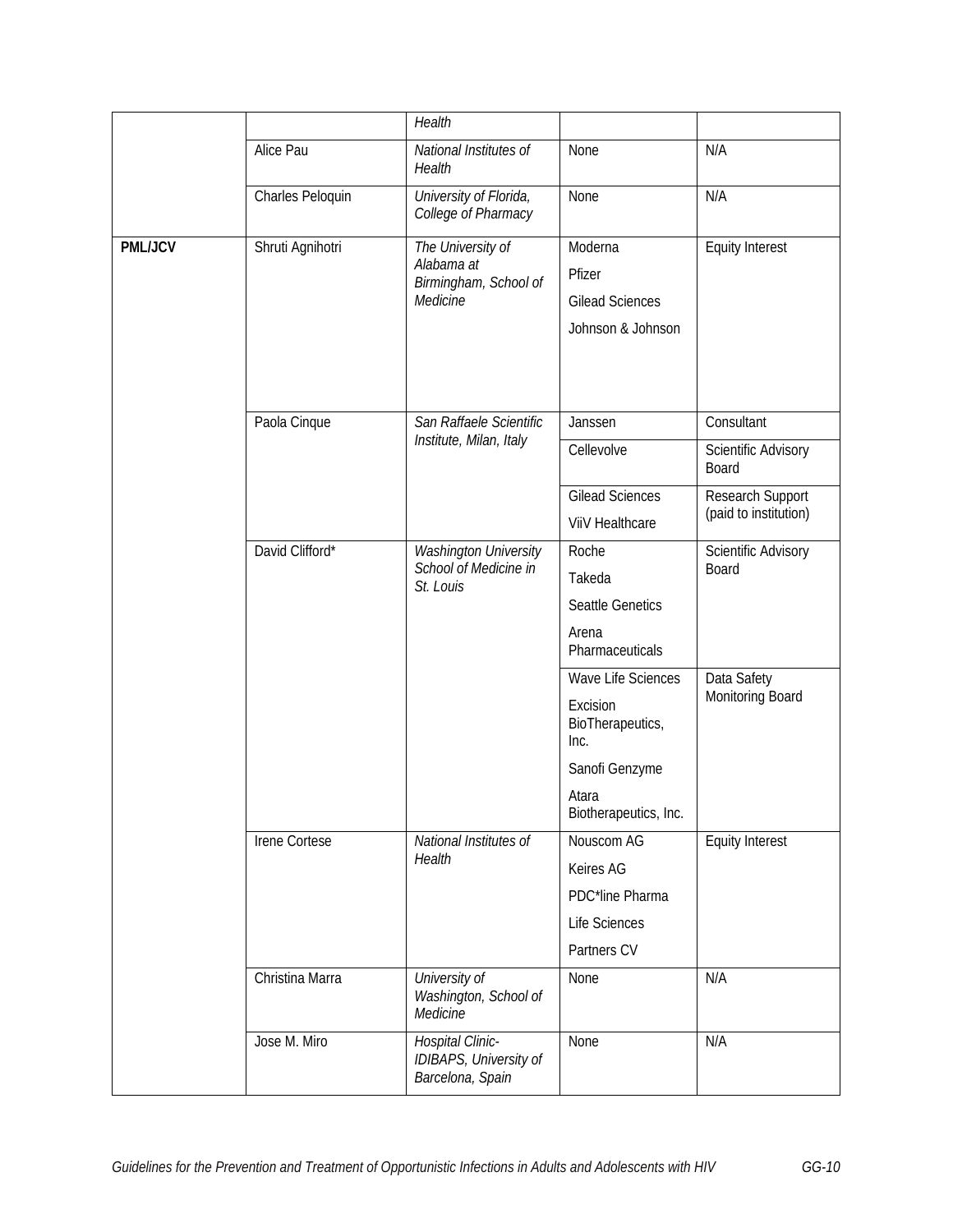| | | Health | | |
|---|---|---|---|---|
| | Alice Pau | *National Institutes of Health* | None | N/A |
| | Charles Peloquin | *University of Florida, College of Pharmacy* | None | N/A |
| **PML/JCV** | Shruti Agnihotri | *The University of Alabama at Birmingham, School of Medicine* | Moderna<br>Pfizer<br>Gilead Sciences<br>Johnson & Johnson | Equity Interest |
| | Paola Cinque | *San Raffaele Scientific Institute, Milan, Italy* | Janssen | Consultant |
| | | | Cellevolve | Scientific Advisory Board |
| | | | Gilead Sciences<br>ViiV Healthcare | Research Support (paid to institution) |
| | David Clifford* | *Washington University School of Medicine in St. Louis* | Roche<br>Takeda<br>Seattle Genetics<br>Arena Pharmaceuticals | Scientific Advisory Board |
| | | | Wave Life Sciences<br>Excision BioTherapeutics, Inc.<br>Sanofi Genzyme<br>Atara Biotherapeutics, Inc. | Data Safety Monitoring Board |
| | Irene Cortese | *National Institutes of Health* | Nouscom AG<br>Keires AG<br>PDC*line Pharma<br>Life Sciences<br>Partners CV | Equity Interest |
| | Christina Marra | *University of Washington, School of Medicine* | None | N/A |
| | Jose M. Miro | *Hospital Clinic-IDIBAPS, University of Barcelona, Spain* | None | N/A |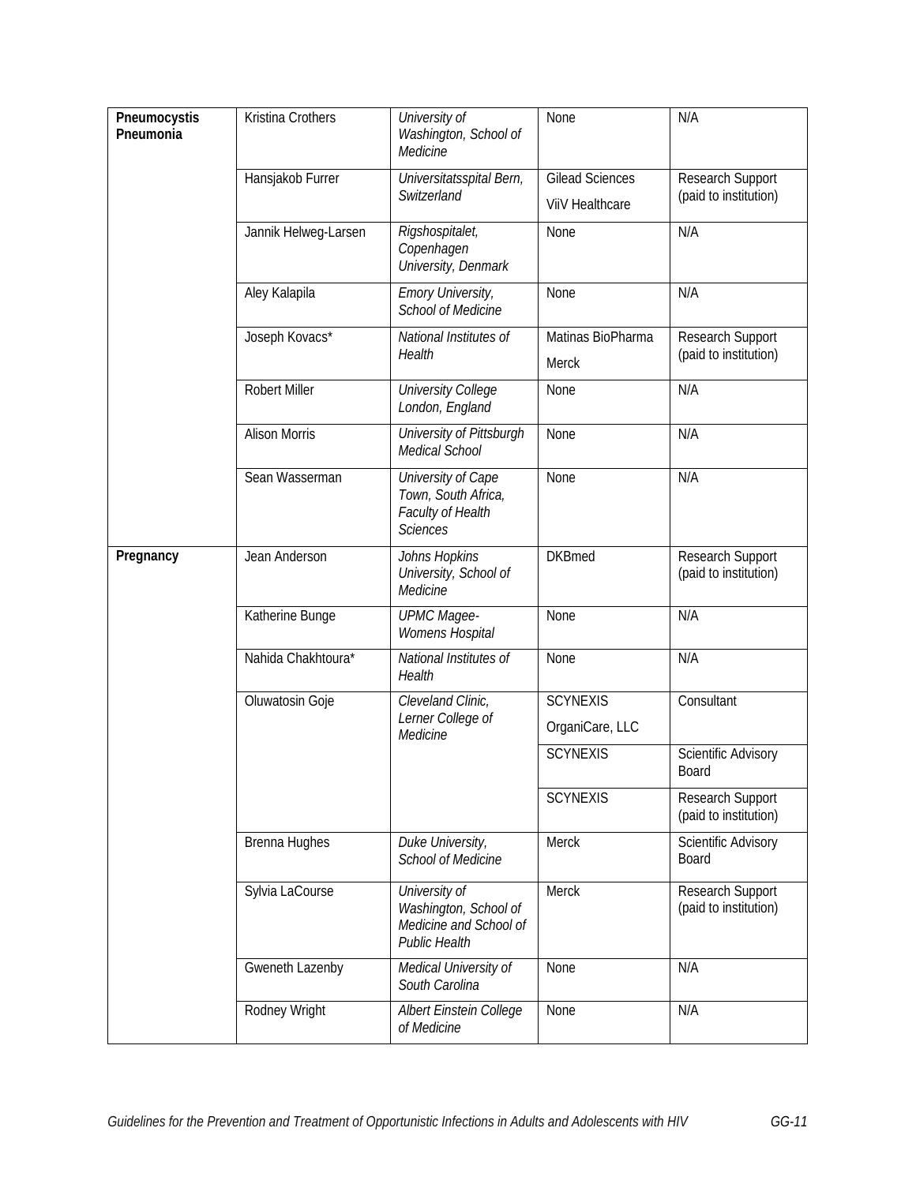| | | | | |
|---|---|---|---|---|
| **Pneumocystis Pneumonia** | Kristina Crothers | *University of Washington, School of Medicine* | None | N/A |
| | Hansjakob Furrer | *Universitatsspital Bern, Switzerland* | Gilead Sciences<br>ViiV Healthcare | Research Support (paid to institution) |
| | Jannik Helweg-Larsen | *Rigshospitalet, Copenhagen University, Denmark* | None | N/A |
| | Aley Kalapila | *Emory University, School of Medicine* | None | N/A |
| | Joseph Kovacs* | *National Institutes of Health* | Matinas BioPharma<br>Merck | Research Support (paid to institution) |
| | Robert Miller | *University College London, England* | None | N/A |
| | Alison Morris | *University of Pittsburgh Medical School* | None | N/A |
| | Sean Wasserman | *University of Cape Town, South Africa, Faculty of Health Sciences* | None | N/A |
| **Pregnancy** | Jean Anderson | *Johns Hopkins University, School of Medicine* | DKBmed | Research Support (paid to institution) |
| | Katherine Bunge | *UPMC Magee-Womens Hospital* | None | N/A |
| | Nahida Chakhtoura* | *National Institutes of Health* | None | N/A |
| | Oluwatosin Goje | *Cleveland Clinic, Lerner College of Medicine* | SCYNEXIS<br>OrganiCare, LLC | Consultant |
| | | | SCYNEXIS | Scientific Advisory Board |
| | | | SCYNEXIS | Research Support (paid to institution) |
| | Brenna Hughes | *Duke University, School of Medicine* | Merck | Scientific Advisory Board |
| | Sylvia LaCourse | *University of Washington, School of Medicine and School of Public Health* | Merck | Research Support (paid to institution) |
| | Gweneth Lazenby | *Medical University of South Carolina* | None | N/A |
| | Rodney Wright | *Albert Einstein College of Medicine* | None | N/A |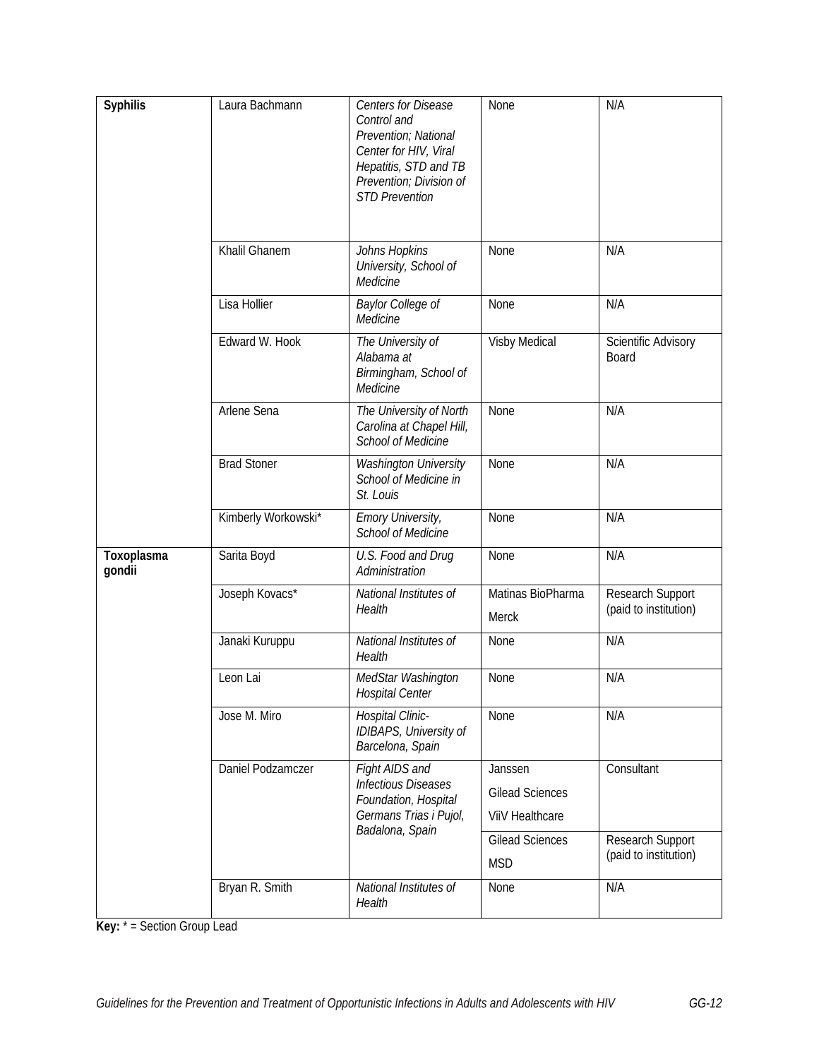| **Syphilis** | Laura Bachmann | *Centers for Disease Control and Prevention; National Center for HIV, Viral Hepatitis, STD and TB Prevention; Division of STD Prevention* | None | N/A |
|---|---|---|---|---|
| | Khalil Ghanem | *Johns Hopkins University, School of Medicine* | None | N/A |
| | Lisa Hollier | *Baylor College of Medicine* | None | N/A |
| | Edward W. Hook | *The University of Alabama at Birmingham, School of Medicine* | Visby Medical | Scientific Advisory Board |
| | Arlene Sena | *The University of North Carolina at Chapel Hill, School of Medicine* | None | N/A |
| | Brad Stoner | *Washington University School of Medicine in St. Louis* | None | N/A |
| | Kimberly Workowski* | *Emory University, School of Medicine* | None | N/A |
| **Toxoplasma gondii** | Sarita Boyd | *U.S. Food and Drug Administration* | None | N/A |
| | Joseph Kovacs* | *National Institutes of Health* | Matinas BioPharma<br>Merck | Research Support (paid to institution) |
| | Janaki Kuruppu | *National Institutes of Health* | None | N/A |
| | Leon Lai | *MedStar Washington Hospital Center* | None | N/A |
| | Jose M. Miro | *Hospital Clinic-IDIBAPS, University of Barcelona, Spain* | None | N/A |
| | Daniel Podzamczer | *Fight AIDS and Infectious Diseases Foundation, Hospital Germans Trias i Pujol, Badalona, Spain* | Janssen<br>Gilead Sciences<br>ViiV Healthcare | Consultant |
| | | | Gilead Sciences<br>MSD | Research Support (paid to institution) |
| | Bryan R. Smith | *National Institutes of Health* | None | N/A |

**Key:** * = Section Group Lead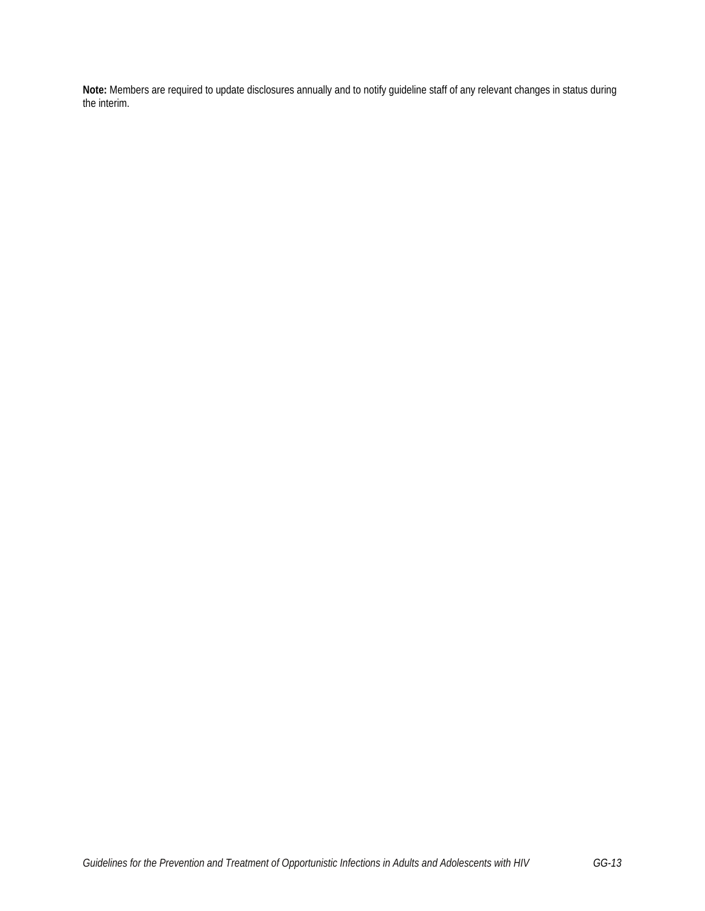**Note:** Members are required to update disclosures annually and to notify guideline staff of any relevant changes in status during the interim.